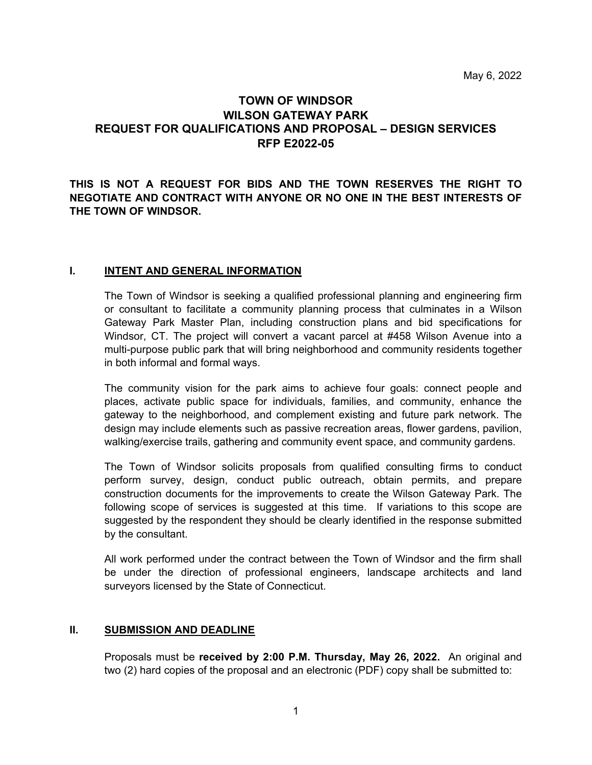May 6, 2022

# TOWN OF WINDSOR
# WILSON GATEWAY PARK
# REQUEST FOR QUALIFICATIONS AND PROPOSAL – DESIGN SERVICES
# RFP E2022-05

**THIS IS NOT A REQUEST FOR BIDS AND THE TOWN RESERVES THE RIGHT TO NEGOTIATE AND CONTRACT WITH ANYONE OR NO ONE IN THE BEST INTERESTS OF THE TOWN OF WINDSOR.**

## I. INTENT AND GENERAL INFORMATION

The Town of Windsor is seeking a qualified professional planning and engineering firm or consultant to facilitate a community planning process that culminates in a Wilson Gateway Park Master Plan, including construction plans and bid specifications for Windsor, CT. The project will convert a vacant parcel at #458 Wilson Avenue into a multi-purpose public park that will bring neighborhood and community residents together in both informal and formal ways.

The community vision for the park aims to achieve four goals: connect people and places, activate public space for individuals, families, and community, enhance the gateway to the neighborhood, and complement existing and future park network. The design may include elements such as passive recreation areas, flower gardens, pavilion, walking/exercise trails, gathering and community event space, and community gardens.

The Town of Windsor solicits proposals from qualified consulting firms to conduct perform survey, design, conduct public outreach, obtain permits, and prepare construction documents for the improvements to create the Wilson Gateway Park. The following scope of services is suggested at this time. If variations to this scope are suggested by the respondent they should be clearly identified in the response submitted by the consultant.

All work performed under the contract between the Town of Windsor and the firm shall be under the direction of professional engineers, landscape architects and land surveyors licensed by the State of Connecticut.

## II. SUBMISSION AND DEADLINE

Proposals must be **received by 2:00 P.M. Thursday, May 26, 2022.** An original and two (2) hard copies of the proposal and an electronic (PDF) copy shall be submitted to: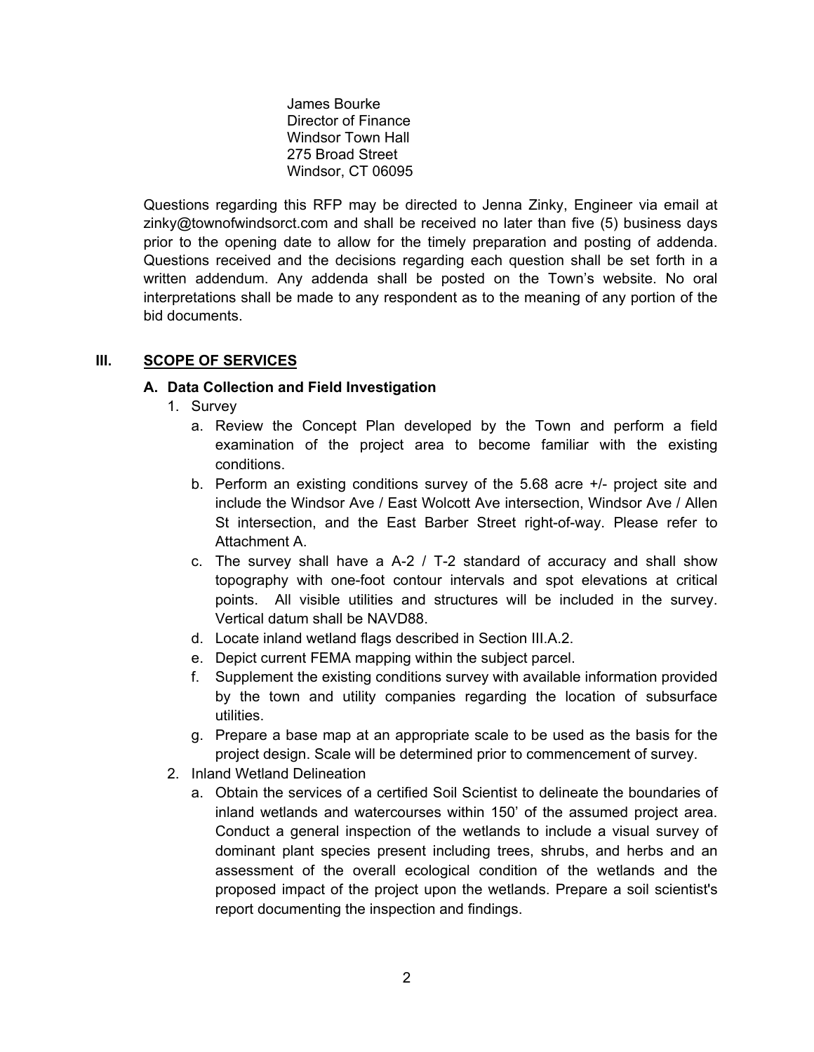James Bourke
Director of Finance
Windsor Town Hall
275 Broad Street
Windsor, CT 06095

Questions regarding this RFP may be directed to Jenna Zinky, Engineer via email at zinky@townofwindsorct.com and shall be received no later than five (5) business days prior to the opening date to allow for the timely preparation and posting of addenda. Questions received and the decisions regarding each question shall be set forth in a written addendum. Any addenda shall be posted on the Town's website. No oral interpretations shall be made to any respondent as to the meaning of any portion of the bid documents.

## III. SCOPE OF SERVICES

### A. Data Collection and Field Investigation

1. Survey
   a. Review the Concept Plan developed by the Town and perform a field examination of the project area to become familiar with the existing conditions.
   b. Perform an existing conditions survey of the 5.68 acre +/- project site and include the Windsor Ave / East Wolcott Ave intersection, Windsor Ave / Allen St intersection, and the East Barber Street right-of-way. Please refer to Attachment A.
   c. The survey shall have a A-2 / T-2 standard of accuracy and shall show topography with one-foot contour intervals and spot elevations at critical points. All visible utilities and structures will be included in the survey. Vertical datum shall be NAVD88.
   d. Locate inland wetland flags described in Section III.A.2.
   e. Depict current FEMA mapping within the subject parcel.
   f. Supplement the existing conditions survey with available information provided by the town and utility companies regarding the location of subsurface utilities.
   g. Prepare a base map at an appropriate scale to be used as the basis for the project design. Scale will be determined prior to commencement of survey.
2. Inland Wetland Delineation
   a. Obtain the services of a certified Soil Scientist to delineate the boundaries of inland wetlands and watercourses within 150' of the assumed project area. Conduct a general inspection of the wetlands to include a visual survey of dominant plant species present including trees, shrubs, and herbs and an assessment of the overall ecological condition of the wetlands and the proposed impact of the project upon the wetlands. Prepare a soil scientist's report documenting the inspection and findings.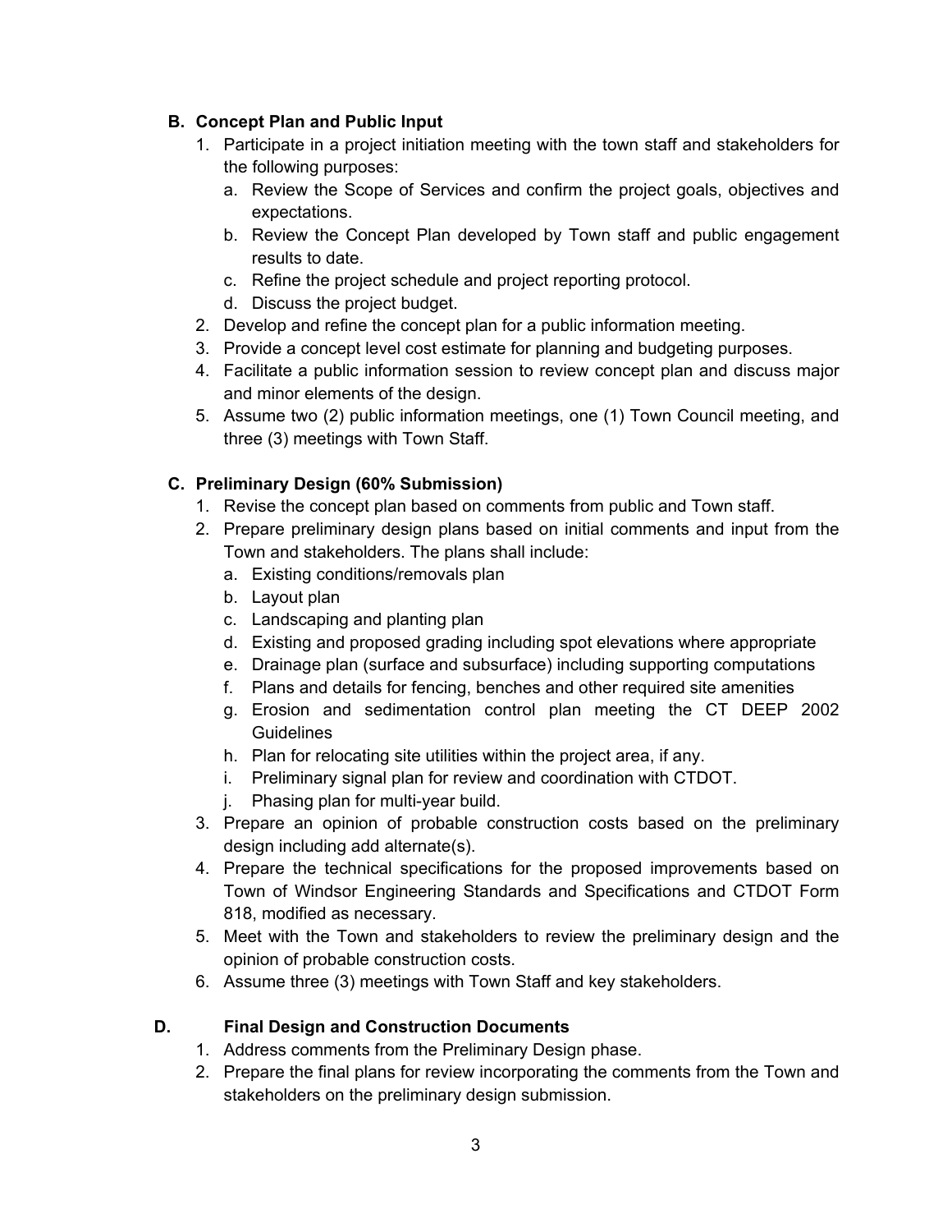**B. Concept Plan and Public Input**

1. Participate in a project initiation meeting with the town staff and stakeholders for the following purposes:
   a. Review the Scope of Services and confirm the project goals, objectives and expectations.
   b. Review the Concept Plan developed by Town staff and public engagement results to date.
   c. Refine the project schedule and project reporting protocol.
   d. Discuss the project budget.
2. Develop and refine the concept plan for a public information meeting.
3. Provide a concept level cost estimate for planning and budgeting purposes.
4. Facilitate a public information session to review concept plan and discuss major and minor elements of the design.
5. Assume two (2) public information meetings, one (1) Town Council meeting, and three (3) meetings with Town Staff.

**C. Preliminary Design (60% Submission)**

1. Revise the concept plan based on comments from public and Town staff.
2. Prepare preliminary design plans based on initial comments and input from the Town and stakeholders. The plans shall include:
   a. Existing conditions/removals plan
   b. Layout plan
   c. Landscaping and planting plan
   d. Existing and proposed grading including spot elevations where appropriate
   e. Drainage plan (surface and subsurface) including supporting computations
   f. Plans and details for fencing, benches and other required site amenities
   g. Erosion and sedimentation control plan meeting the CT DEEP 2002 Guidelines
   h. Plan for relocating site utilities within the project area, if any.
   i. Preliminary signal plan for review and coordination with CTDOT.
   j. Phasing plan for multi-year build.
3. Prepare an opinion of probable construction costs based on the preliminary design including add alternate(s).
4. Prepare the technical specifications for the proposed improvements based on Town of Windsor Engineering Standards and Specifications and CTDOT Form 818, modified as necessary.
5. Meet with the Town and stakeholders to review the preliminary design and the opinion of probable construction costs.
6. Assume three (3) meetings with Town Staff and key stakeholders.

**D. Final Design and Construction Documents**

1. Address comments from the Preliminary Design phase.
2. Prepare the final plans for review incorporating the comments from the Town and stakeholders on the preliminary design submission.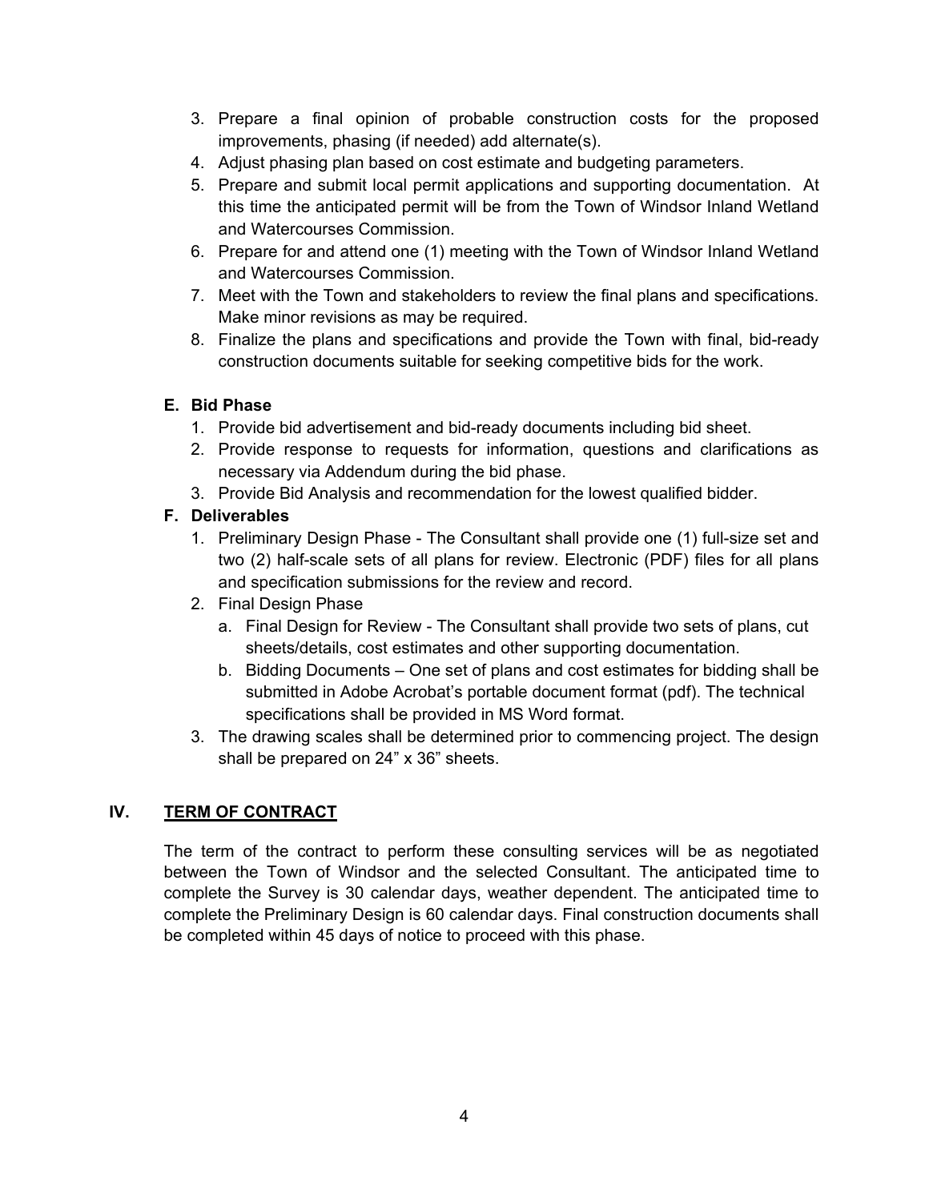3. Prepare a final opinion of probable construction costs for the proposed improvements, phasing (if needed) add alternate(s).
4. Adjust phasing plan based on cost estimate and budgeting parameters.
5. Prepare and submit local permit applications and supporting documentation. At this time the anticipated permit will be from the Town of Windsor Inland Wetland and Watercourses Commission.
6. Prepare for and attend one (1) meeting with the Town of Windsor Inland Wetland and Watercourses Commission.
7. Meet with the Town and stakeholders to review the final plans and specifications. Make minor revisions as may be required.
8. Finalize the plans and specifications and provide the Town with final, bid-ready construction documents suitable for seeking competitive bids for the work.

**E. Bid Phase**

1. Provide bid advertisement and bid-ready documents including bid sheet.
2. Provide response to requests for information, questions and clarifications as necessary via Addendum during the bid phase.
3. Provide Bid Analysis and recommendation for the lowest qualified bidder.

**F. Deliverables**

1. Preliminary Design Phase - The Consultant shall provide one (1) full-size set and two (2) half-scale sets of all plans for review. Electronic (PDF) files for all plans and specification submissions for the review and record.
2. Final Design Phase
   a. Final Design for Review - The Consultant shall provide two sets of plans, cut sheets/details, cost estimates and other supporting documentation.
   b. Bidding Documents – One set of plans and cost estimates for bidding shall be submitted in Adobe Acrobat's portable document format (pdf). The technical specifications shall be provided in MS Word format.
3. The drawing scales shall be determined prior to commencing project. The design shall be prepared on 24" x 36" sheets.

## IV. TERM OF CONTRACT

The term of the contract to perform these consulting services will be as negotiated between the Town of Windsor and the selected Consultant. The anticipated time to complete the Survey is 30 calendar days, weather dependent. The anticipated time to complete the Preliminary Design is 60 calendar days. Final construction documents shall be completed within 45 days of notice to proceed with this phase.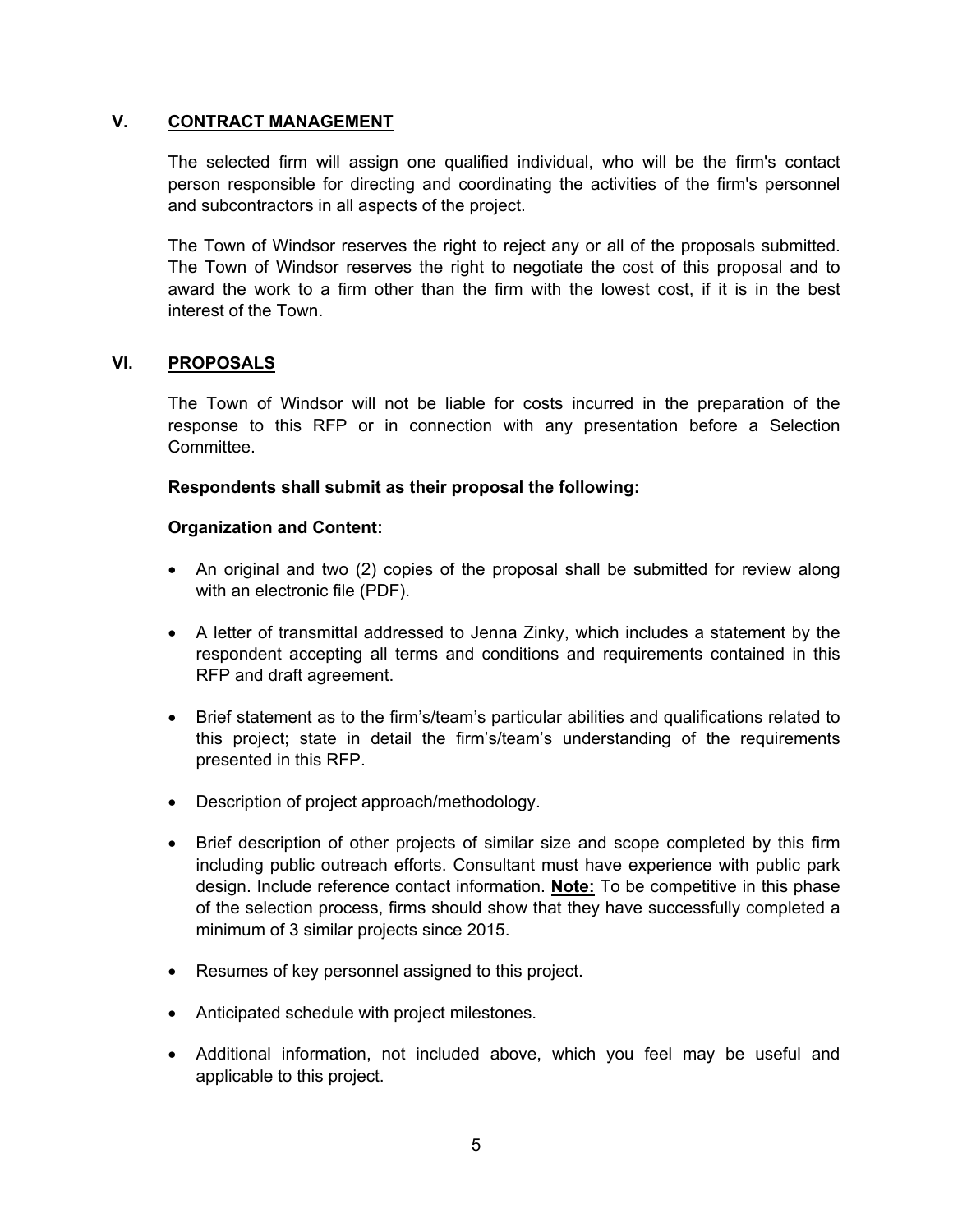## V. CONTRACT MANAGEMENT

The selected firm will assign one qualified individual, who will be the firm's contact person responsible for directing and coordinating the activities of the firm's personnel and subcontractors in all aspects of the project.

The Town of Windsor reserves the right to reject any or all of the proposals submitted. The Town of Windsor reserves the right to negotiate the cost of this proposal and to award the work to a firm other than the firm with the lowest cost, if it is in the best interest of the Town.

## VI. PROPOSALS

The Town of Windsor will not be liable for costs incurred in the preparation of the response to this RFP or in connection with any presentation before a Selection Committee.

**Respondents shall submit as their proposal the following:**

**Organization and Content:**

- An original and two (2) copies of the proposal shall be submitted for review along with an electronic file (PDF).
- A letter of transmittal addressed to Jenna Zinky, which includes a statement by the respondent accepting all terms and conditions and requirements contained in this RFP and draft agreement.
- Brief statement as to the firm's/team's particular abilities and qualifications related to this project; state in detail the firm's/team's understanding of the requirements presented in this RFP.
- Description of project approach/methodology.
- Brief description of other projects of similar size and scope completed by this firm including public outreach efforts. Consultant must have experience with public park design. Include reference contact information. **Note:** To be competitive in this phase of the selection process, firms should show that they have successfully completed a minimum of 3 similar projects since 2015.
- Resumes of key personnel assigned to this project.
- Anticipated schedule with project milestones.
- Additional information, not included above, which you feel may be useful and applicable to this project.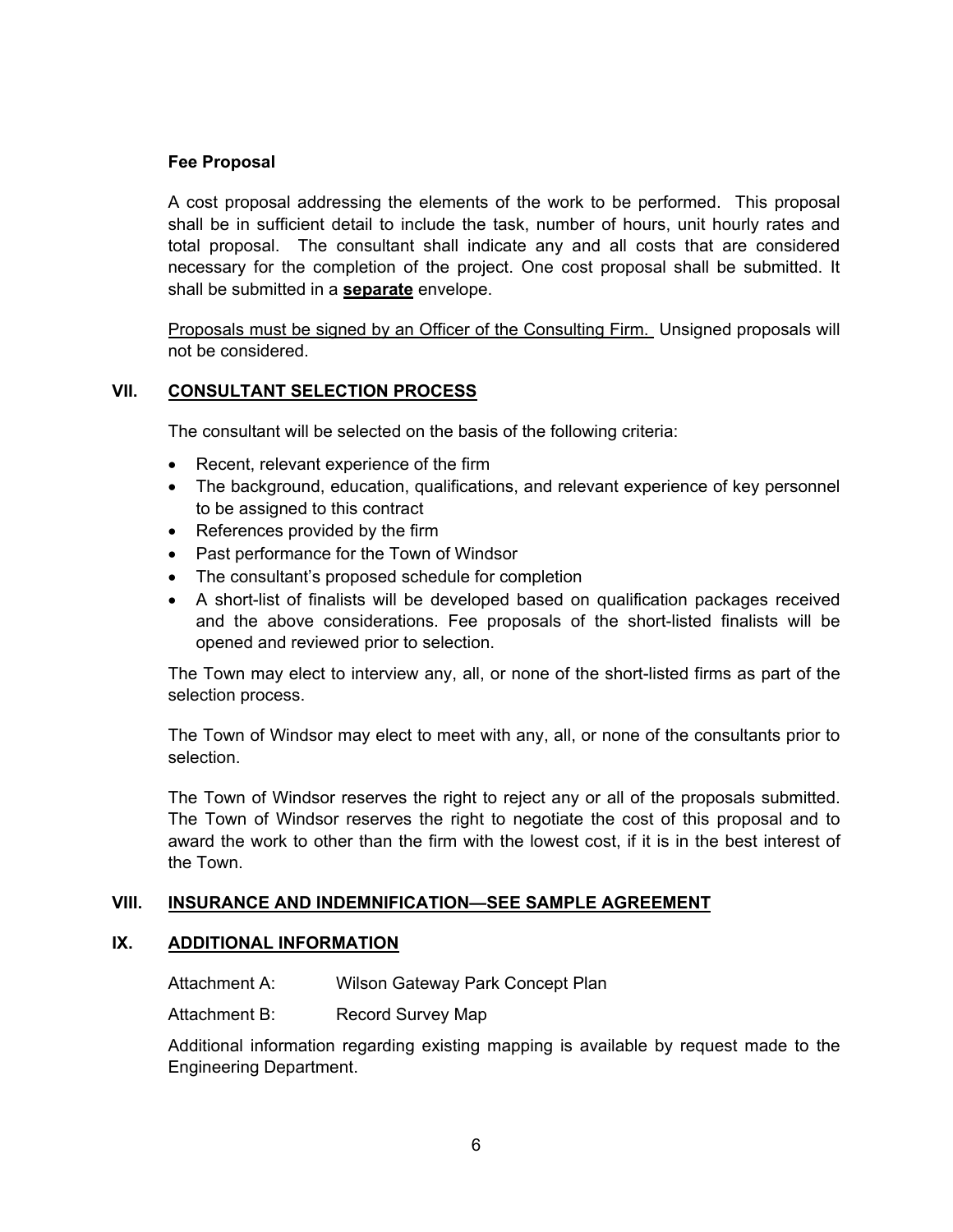**Fee Proposal**

A cost proposal addressing the elements of the work to be performed. This proposal shall be in sufficient detail to include the task, number of hours, unit hourly rates and total proposal. The consultant shall indicate any and all costs that are considered necessary for the completion of the project. One cost proposal shall be submitted. It shall be submitted in a **separate** envelope.

Proposals must be signed by an Officer of the Consulting Firm. Unsigned proposals will not be considered.

## VII. CONSULTANT SELECTION PROCESS

The consultant will be selected on the basis of the following criteria:

- Recent, relevant experience of the firm
- The background, education, qualifications, and relevant experience of key personnel to be assigned to this contract
- References provided by the firm
- Past performance for the Town of Windsor
- The consultant's proposed schedule for completion
- A short-list of finalists will be developed based on qualification packages received and the above considerations. Fee proposals of the short-listed finalists will be opened and reviewed prior to selection.

The Town may elect to interview any, all, or none of the short-listed firms as part of the selection process.

The Town of Windsor may elect to meet with any, all, or none of the consultants prior to selection.

The Town of Windsor reserves the right to reject any or all of the proposals submitted. The Town of Windsor reserves the right to negotiate the cost of this proposal and to award the work to other than the firm with the lowest cost, if it is in the best interest of the Town.

## VIII. INSURANCE AND INDEMNIFICATION—SEE SAMPLE AGREEMENT

## IX. ADDITIONAL INFORMATION

Attachment A: Wilson Gateway Park Concept Plan

Attachment B: Record Survey Map

Additional information regarding existing mapping is available by request made to the Engineering Department.